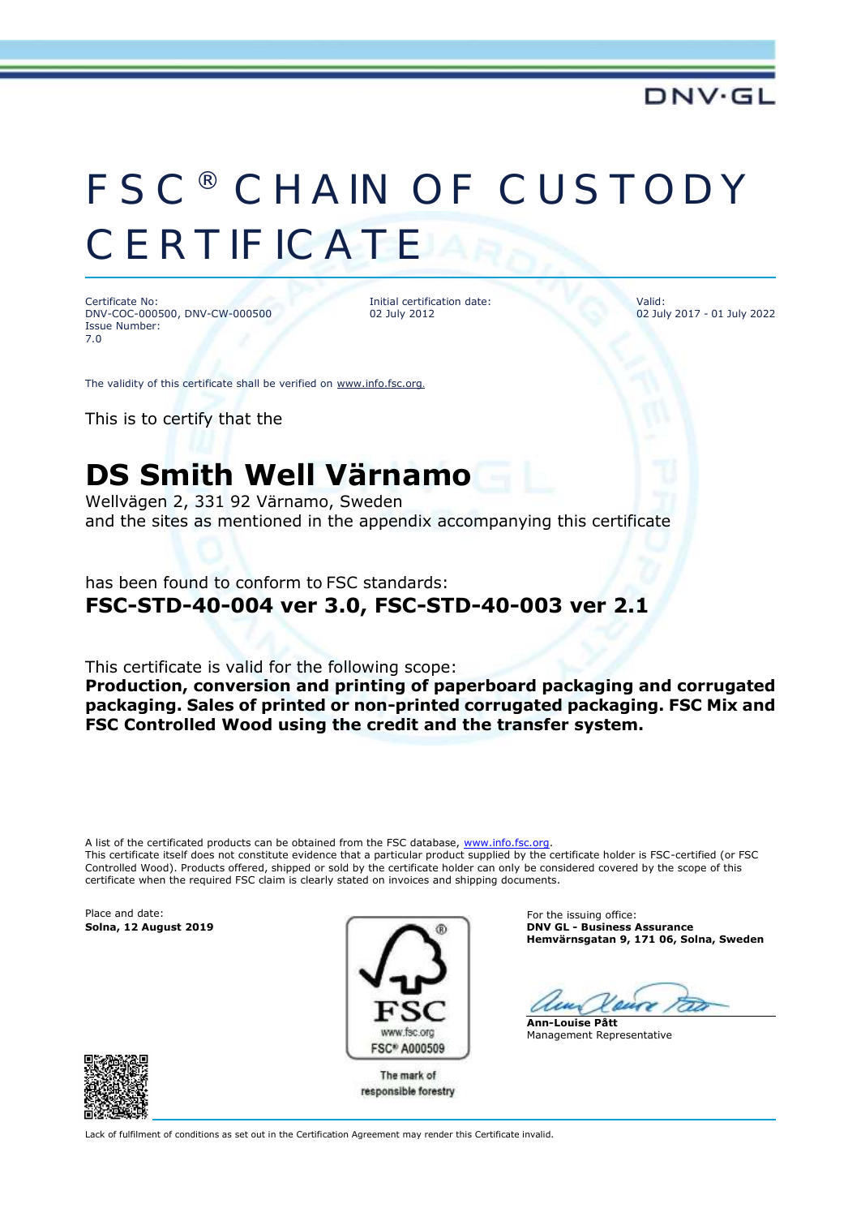DNV·GL

# FSC® CHAIN OF CUSTODY CERTIFICATE

Certificate No:
DNV-COC-000500, DNV-CW-000500
Issue Number:
7.0

Initial certification date:
02 July 2012

Valid:
02 July 2017 - 01 July 2022

The validity of this certificate shall be verified on www.info.fsc.org.

This is to certify that the

## DS Smith Well Värnamo

Wellvägen 2, 331 92 Värnamo, Sweden
and the sites as mentioned in the appendix accompanying this certificate

has been found to conform to FSC standards:

**FSC-STD-40-004 ver 3.0, FSC-STD-40-003 ver 2.1**

This certificate is valid for the following scope:

**Production, conversion and printing of paperboard packaging and corrugated packaging. Sales of printed or non-printed corrugated packaging. FSC Mix and FSC Controlled Wood using the credit and the transfer system.**

A list of the certificated products can be obtained from the FSC database, www.info.fsc.org.
This certificate itself does not constitute evidence that a particular product supplied by the certificate holder is FSC-certified (or FSC Controlled Wood). Products offered, shipped or sold by the certificate holder can only be considered covered by the scope of this certificate when the required FSC claim is clearly stated on invoices and shipping documents.

Place and date:
**Solna, 12 August 2019**

FSC
www.fsc.org
FSC® A000509
The mark of responsible forestry

For the issuing office:
**DNV GL - Business Assurance**
**Hemvärnsgatan 9, 171 06, Solna, Sweden**

**Ann-Louise Pått**
Management Representative

Lack of fulfilment of conditions as set out in the Certification Agreement may render this Certificate invalid.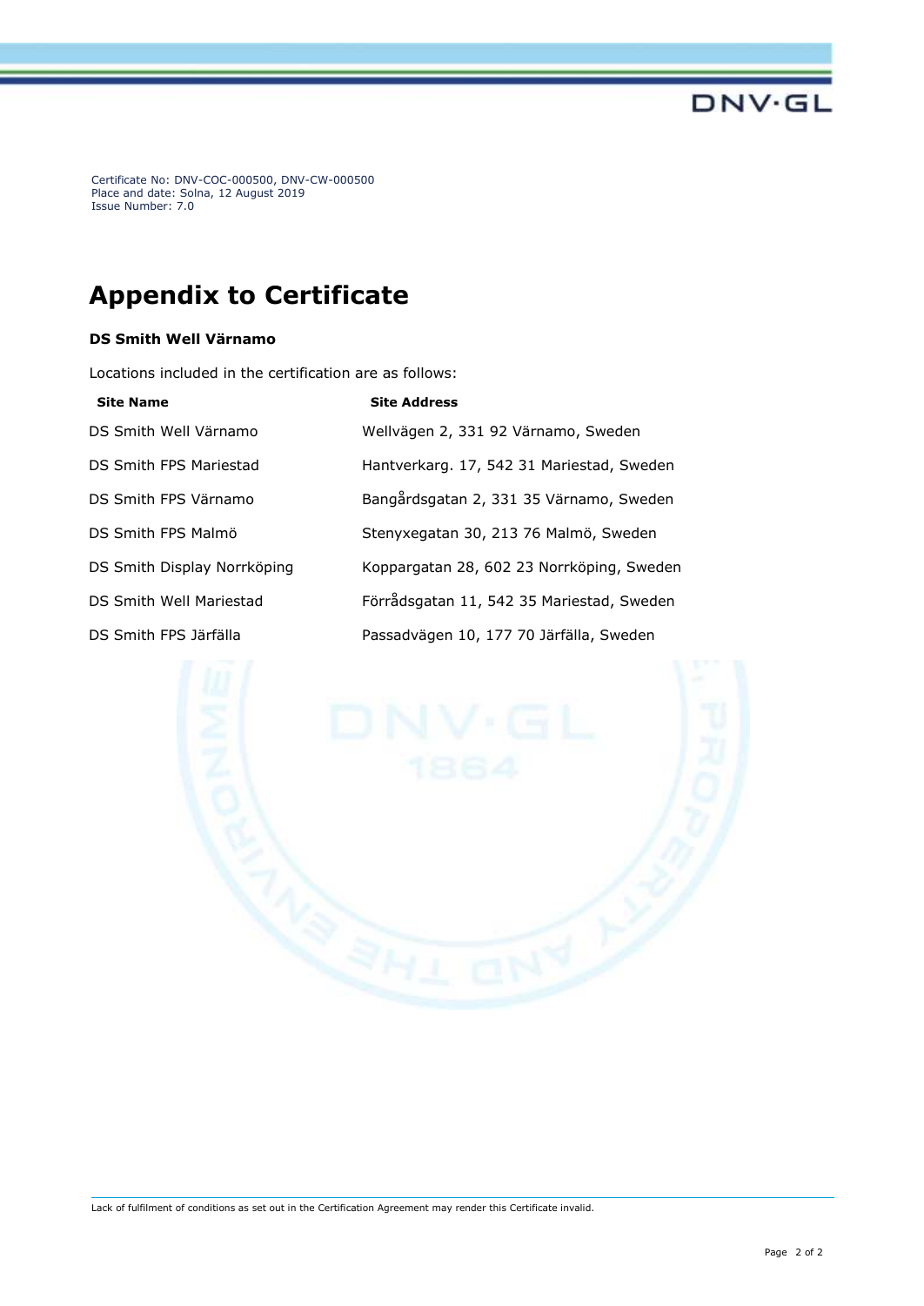Certificate No: DNV-COC-000500, DNV-CW-000500
Place and date: Solna, 12 August 2019
Issue Number: 7.0

# Appendix to Certificate

**DS Smith Well Värnamo**

Locations included in the certification are as follows:

| Site Name | Site Address |
|---|---|
| DS Smith Well Värnamo | Wellvägen 2, 331 92 Värnamo, Sweden |
| DS Smith FPS Mariestad | Hantverkarg. 17, 542 31 Mariestad, Sweden |
| DS Smith FPS Värnamo | Bangårdsgatan 2, 331 35 Värnamo, Sweden |
| DS Smith FPS Malmö | Stenyxegatan 30, 213 76 Malmö, Sweden |
| DS Smith Display Norrköping | Koppargatan 28, 602 23 Norrköping, Sweden |
| DS Smith Well Mariestad | Förrådsgatan 11, 542 35 Mariestad, Sweden |
| DS Smith FPS Järfälla | Passadvägen 10, 177 70 Järfälla, Sweden |

Lack of fulfilment of conditions as set out in the Certification Agreement may render this Certificate invalid.